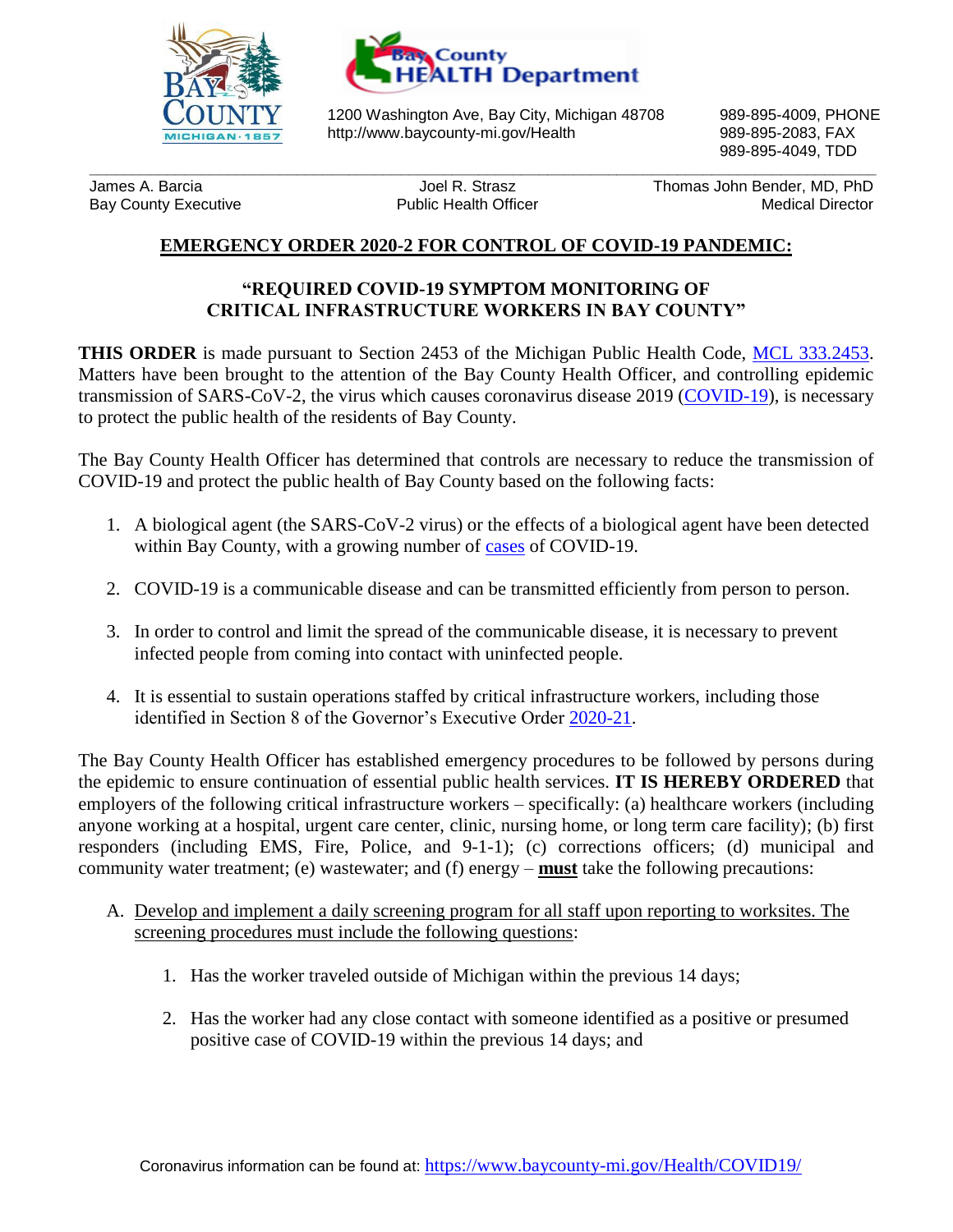Bay County Health Department

1200 Washington Ave, Bay City, Michigan 48708
http://www.baycounty-mi.gov/Health

989-895-4009, PHONE
989-895-2083, FAX
989-895-4049, TDD

James A. Barcia
Bay County Executive

Joel R. Strasz
Public Health Officer

Thomas John Bender, MD, PhD
Medical Director

## EMERGENCY ORDER 2020-2 FOR CONTROL OF COVID-19 PANDEMIC:

### "REQUIRED COVID-19 SYMPTOM MONITORING OF CRITICAL INFRASTRUCTURE WORKERS IN BAY COUNTY"

**THIS ORDER** is made pursuant to Section 2453 of the Michigan Public Health Code, MCL 333.2453. Matters have been brought to the attention of the Bay County Health Officer, and controlling epidemic transmission of SARS-CoV-2, the virus which causes coronavirus disease 2019 (COVID-19), is necessary to protect the public health of the residents of Bay County.

The Bay County Health Officer has determined that controls are necessary to reduce the transmission of COVID-19 and protect the public health of Bay County based on the following facts:

1. A biological agent (the SARS-CoV-2 virus) or the effects of a biological agent have been detected within Bay County, with a growing number of cases of COVID-19.

2. COVID-19 is a communicable disease and can be transmitted efficiently from person to person.

3. In order to control and limit the spread of the communicable disease, it is necessary to prevent infected people from coming into contact with uninfected people.

4. It is essential to sustain operations staffed by critical infrastructure workers, including those identified in Section 8 of the Governor's Executive Order 2020-21.

The Bay County Health Officer has established emergency procedures to be followed by persons during the epidemic to ensure continuation of essential public health services. **IT IS HEREBY ORDERED** that employers of the following critical infrastructure workers – specifically: (a) healthcare workers (including anyone working at a hospital, urgent care center, clinic, nursing home, or long term care facility); (b) first responders (including EMS, Fire, Police, and 9-1-1); (c) corrections officers; (d) municipal and community water treatment; (e) wastewater; and (f) energy – **must** take the following precautions:

A. Develop and implement a daily screening program for all staff upon reporting to worksites. The screening procedures must include the following questions:

   1. Has the worker traveled outside of Michigan within the previous 14 days;

   2. Has the worker had any close contact with someone identified as a positive or presumed positive case of COVID-19 within the previous 14 days; and

Coronavirus information can be found at: https://www.baycounty-mi.gov/Health/COVID19/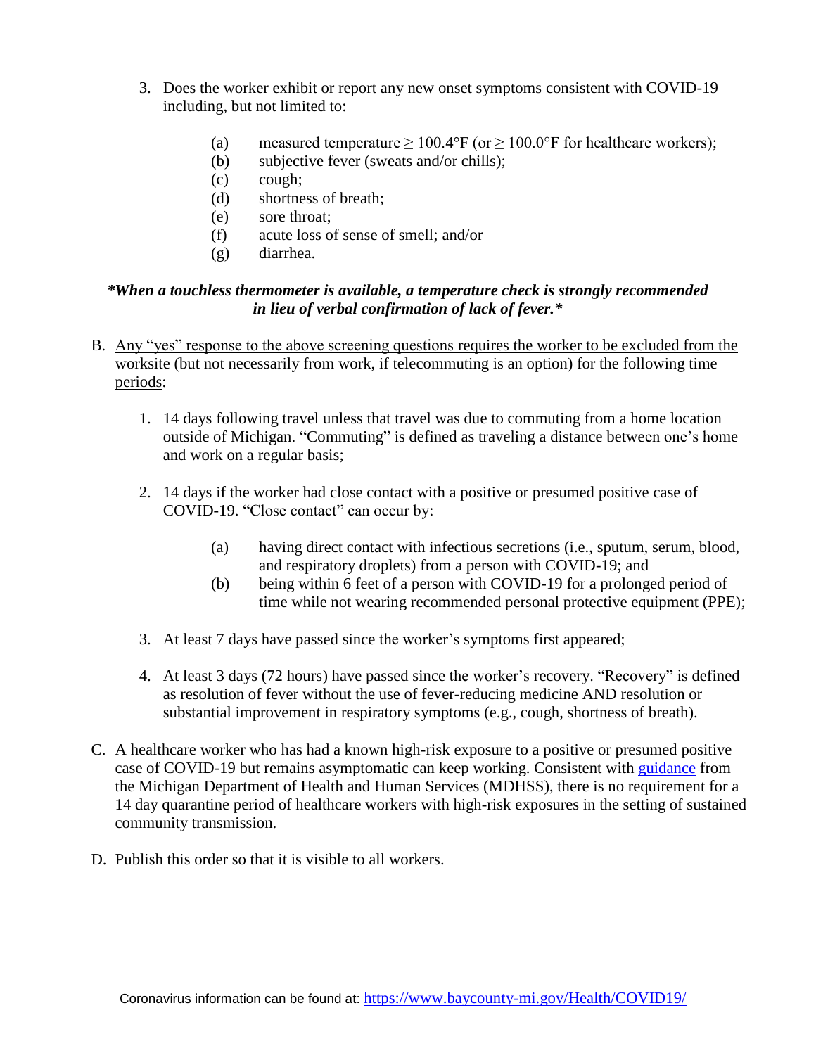3. Does the worker exhibit or report any new onset symptoms consistent with COVID-19 including, but not limited to:

    (a) measured temperature ≥ 100.4°F (or ≥ 100.0°F for healthcare workers);
    (b) subjective fever (sweats and/or chills);
    (c) cough;
    (d) shortness of breath;
    (e) sore throat;
    (f) acute loss of sense of smell; and/or
    (g) diarrhea.

***When a touchless thermometer is available, a temperature check is strongly recommended in lieu of verbal confirmation of lack of fever.***

B. Any "yes" response to the above screening questions requires the worker to be excluded from the worksite (but not necessarily from work, if telecommuting is an option) for the following time periods:

    1. 14 days following travel unless that travel was due to commuting from a home location outside of Michigan. "Commuting" is defined as traveling a distance between one's home and work on a regular basis;

    2. 14 days if the worker had close contact with a positive or presumed positive case of COVID-19. "Close contact" can occur by:

        (a) having direct contact with infectious secretions (i.e., sputum, serum, blood, and respiratory droplets) from a person with COVID-19; and
        (b) being within 6 feet of a person with COVID-19 for a prolonged period of time while not wearing recommended personal protective equipment (PPE);

    3. At least 7 days have passed since the worker's symptoms first appeared;

    4. At least 3 days (72 hours) have passed since the worker's recovery. "Recovery" is defined as resolution of fever without the use of fever-reducing medicine AND resolution or substantial improvement in respiratory symptoms (e.g., cough, shortness of breath).

C. A healthcare worker who has had a known high-risk exposure to a positive or presumed positive case of COVID-19 but remains asymptomatic can keep working. Consistent with guidance from the Michigan Department of Health and Human Services (MDHSS), there is no requirement for a 14 day quarantine period of healthcare workers with high-risk exposures in the setting of sustained community transmission.

D. Publish this order so that it is visible to all workers.

Coronavirus information can be found at: https://www.baycounty-mi.gov/Health/COVID19/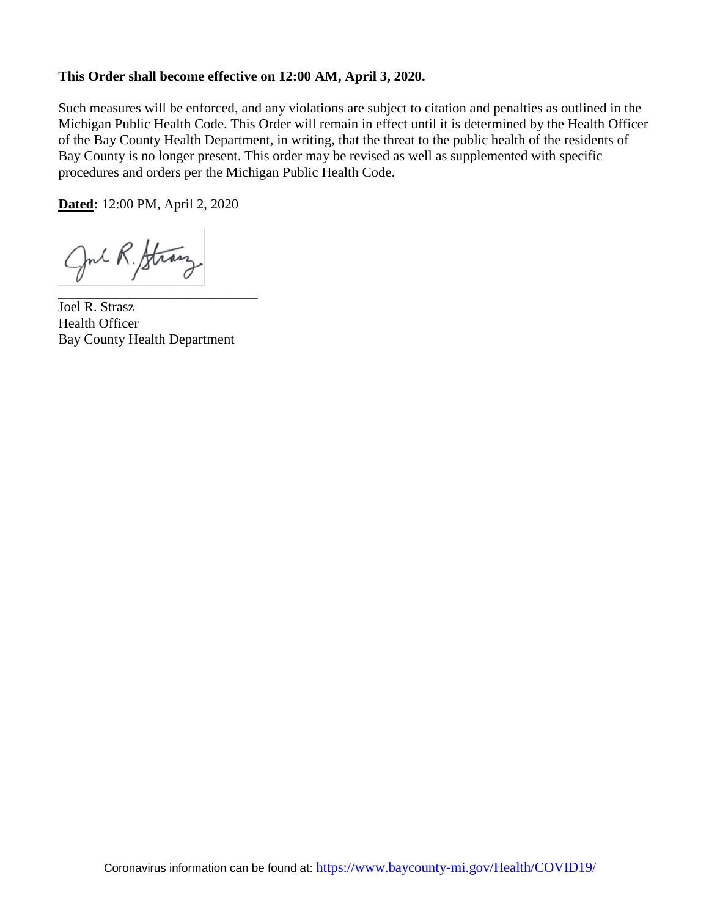**This Order shall become effective on 12:00 AM, April 3, 2020.**

Such measures will be enforced, and any violations are subject to citation and penalties as outlined in the Michigan Public Health Code. This Order will remain in effect until it is determined by the Health Officer of the Bay County Health Department, in writing, that the threat to the public health of the residents of Bay County is no longer present. This order may be revised as well as supplemented with specific procedures and orders per the Michigan Public Health Code.

**Dated:** 12:00 PM, April 2, 2020

_____________________________
Joel R. Strasz
Health Officer
Bay County Health Department

Coronavirus information can be found at: https://www.baycounty-mi.gov/Health/COVID19/